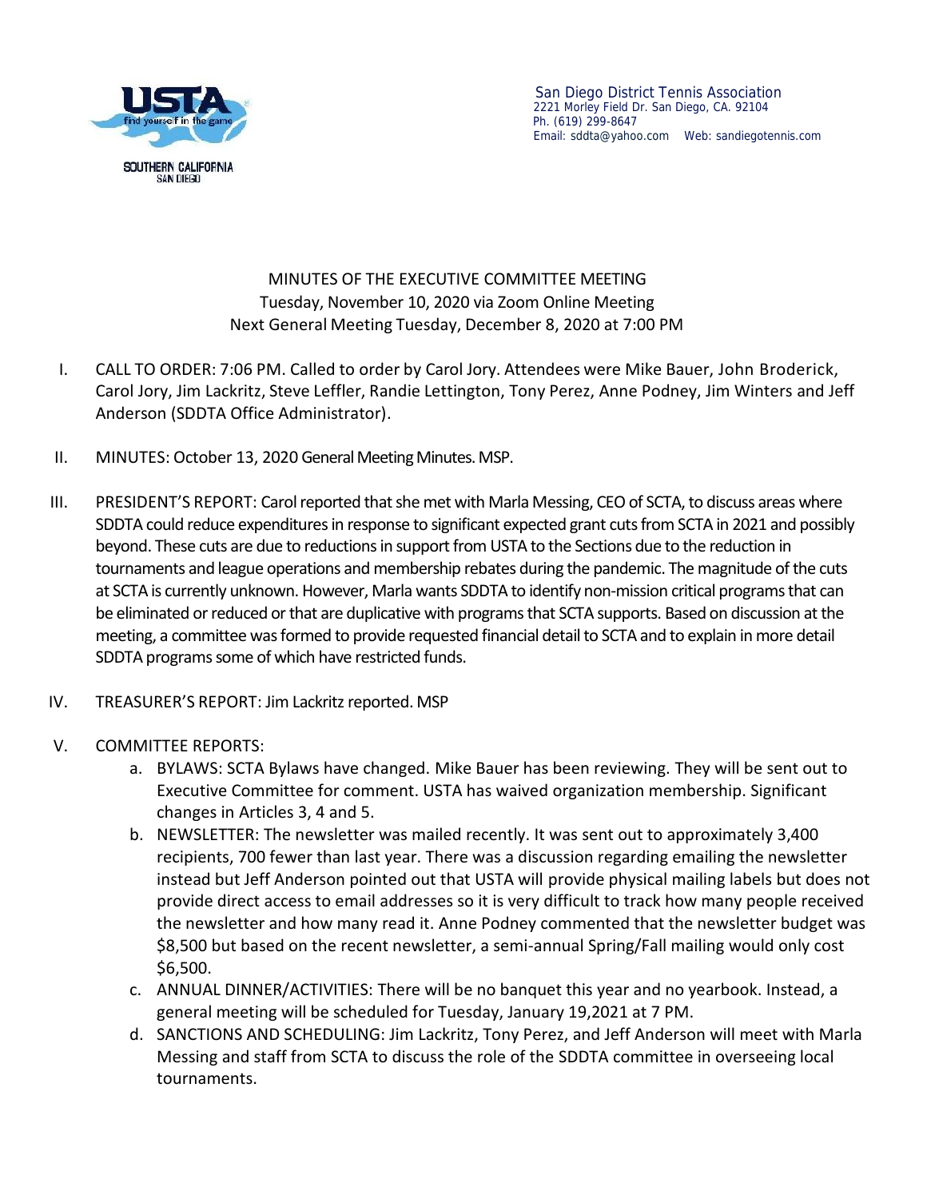San Diego District Tennis Association
2221 Morley Field Dr. San Diego, CA. 92104
Ph. (619) 299-8647
Email: sddta@yahoo.com Web: sandiegotennis.com

# MINUTES OF THE EXECUTIVE COMMITTEE MEETING

Tuesday, November 10, 2020 via Zoom Online Meeting
Next General Meeting Tuesday, December 8, 2020 at 7:00 PM

I. CALL TO ORDER: 7:06 PM. Called to order by Carol Jory. Attendees were Mike Bauer, John Broderick, Carol Jory, Jim Lackritz, Steve Leffler, Randie Lettington, Tony Perez, Anne Podney, Jim Winters and Jeff Anderson (SDDTA Office Administrator).

II. MINUTES: October 13, 2020 General Meeting Minutes. MSP.

III. PRESIDENT'S REPORT: Carol reported that she met with Marla Messing, CEO of SCTA, to discuss areas where SDDTA could reduce expenditures in response to significant expected grant cuts from SCTA in 2021 and possibly beyond. These cuts are due to reductions in support from USTA to the Sections due to the reduction in tournaments and league operations and membership rebates during the pandemic. The magnitude of the cuts at SCTA is currently unknown. However, Marla wants SDDTA to identify non-mission critical programs that can be eliminated or reduced or that are duplicative with programs that SCTA supports. Based on discussion at the meeting, a committee was formed to provide requested financial detail to SCTA and to explain in more detail SDDTA programs some of which have restricted funds.

IV. TREASURER'S REPORT: Jim Lackritz reported. MSP

V. COMMITTEE REPORTS:
   a. BYLAWS: SCTA Bylaws have changed. Mike Bauer has been reviewing. They will be sent out to Executive Committee for comment. USTA has waived organization membership. Significant changes in Articles 3, 4 and 5.
   b. NEWSLETTER: The newsletter was mailed recently. It was sent out to approximately 3,400 recipients, 700 fewer than last year. There was a discussion regarding emailing the newsletter instead but Jeff Anderson pointed out that USTA will provide physical mailing labels but does not provide direct access to email addresses so it is very difficult to track how many people received the newsletter and how many read it. Anne Podney commented that the newsletter budget was $8,500 but based on the recent newsletter, a semi-annual Spring/Fall mailing would only cost $6,500.
   c. ANNUAL DINNER/ACTIVITIES: There will be no banquet this year and no yearbook. Instead, a general meeting will be scheduled for Tuesday, January 19,2021 at 7 PM.
   d. SANCTIONS AND SCHEDULING: Jim Lackritz, Tony Perez, and Jeff Anderson will meet with Marla Messing and staff from SCTA to discuss the role of the SDDTA committee in overseeing local tournaments.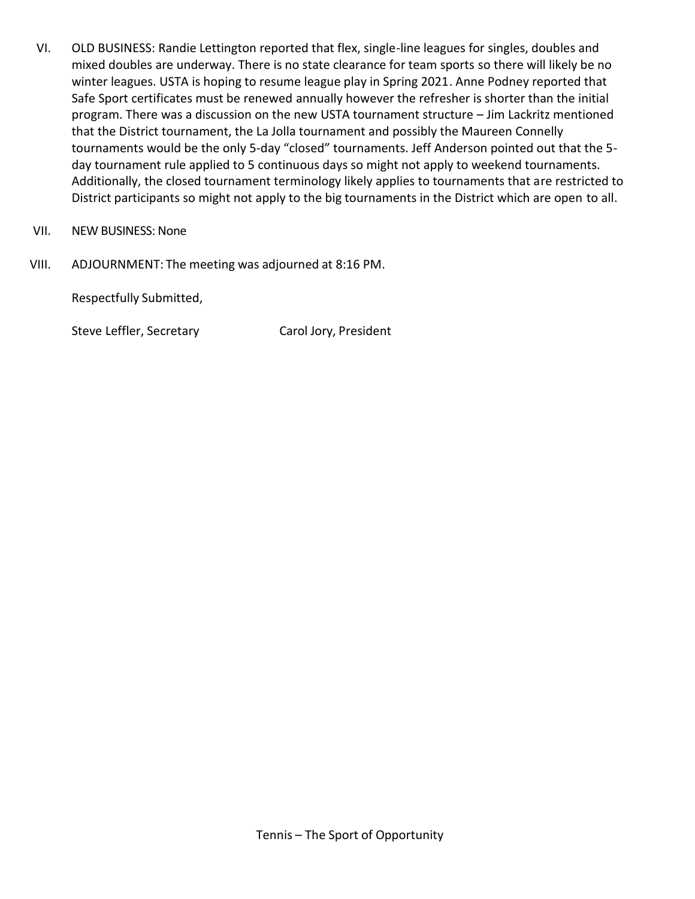VI. OLD BUSINESS: Randie Lettington reported that flex, single-line leagues for singles, doubles and mixed doubles are underway. There is no state clearance for team sports so there will likely be no winter leagues. USTA is hoping to resume league play in Spring 2021. Anne Podney reported that Safe Sport certificates must be renewed annually however the refresher is shorter than the initial program. There was a discussion on the new USTA tournament structure – Jim Lackritz mentioned that the District tournament, the La Jolla tournament and possibly the Maureen Connelly tournaments would be the only 5-day "closed" tournaments. Jeff Anderson pointed out that the 5-day tournament rule applied to 5 continuous days so might not apply to weekend tournaments. Additionally, the closed tournament terminology likely applies to tournaments that are restricted to District participants so might not apply to the big tournaments in the District which are open to all.

VII. NEW BUSINESS: None

VIII. ADJOURNMENT: The meeting was adjourned at 8:16 PM.

Respectfully Submitted,

Steve Leffler, Secretary          Carol Jory, President

Tennis – The Sport of Opportunity